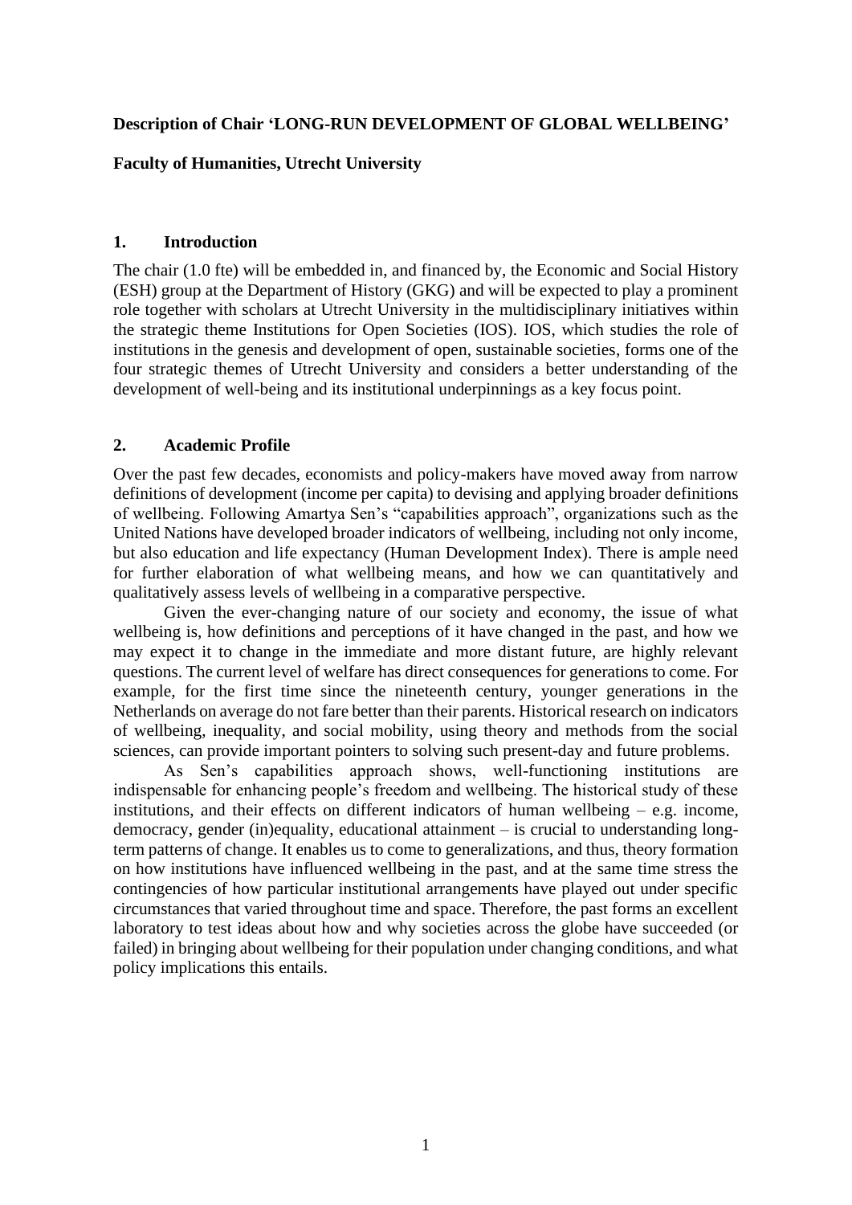**Description of Chair 'LONG-RUN DEVELOPMENT OF GLOBAL WELLBEING'**

**Faculty of Humanities, Utrecht University**

## 1. Introduction

The chair (1.0 fte) will be embedded in, and financed by, the Economic and Social History (ESH) group at the Department of History (GKG) and will be expected to play a prominent role together with scholars at Utrecht University in the multidisciplinary initiatives within the strategic theme Institutions for Open Societies (IOS). IOS, which studies the role of institutions in the genesis and development of open, sustainable societies, forms one of the four strategic themes of Utrecht University and considers a better understanding of the development of well-being and its institutional underpinnings as a key focus point.

## 2. Academic Profile

Over the past few decades, economists and policy-makers have moved away from narrow definitions of development (income per capita) to devising and applying broader definitions of wellbeing. Following Amartya Sen's "capabilities approach", organizations such as the United Nations have developed broader indicators of wellbeing, including not only income, but also education and life expectancy (Human Development Index). There is ample need for further elaboration of what wellbeing means, and how we can quantitatively and qualitatively assess levels of wellbeing in a comparative perspective.

Given the ever-changing nature of our society and economy, the issue of what wellbeing is, how definitions and perceptions of it have changed in the past, and how we may expect it to change in the immediate and more distant future, are highly relevant questions. The current level of welfare has direct consequences for generations to come. For example, for the first time since the nineteenth century, younger generations in the Netherlands on average do not fare better than their parents. Historical research on indicators of wellbeing, inequality, and social mobility, using theory and methods from the social sciences, can provide important pointers to solving such present-day and future problems.

As Sen's capabilities approach shows, well-functioning institutions are indispensable for enhancing people's freedom and wellbeing. The historical study of these institutions, and their effects on different indicators of human wellbeing – e.g. income, democracy, gender (in)equality, educational attainment – is crucial to understanding long-term patterns of change. It enables us to come to generalizations, and thus, theory formation on how institutions have influenced wellbeing in the past, and at the same time stress the contingencies of how particular institutional arrangements have played out under specific circumstances that varied throughout time and space. Therefore, the past forms an excellent laboratory to test ideas about how and why societies across the globe have succeeded (or failed) in bringing about wellbeing for their population under changing conditions, and what policy implications this entails.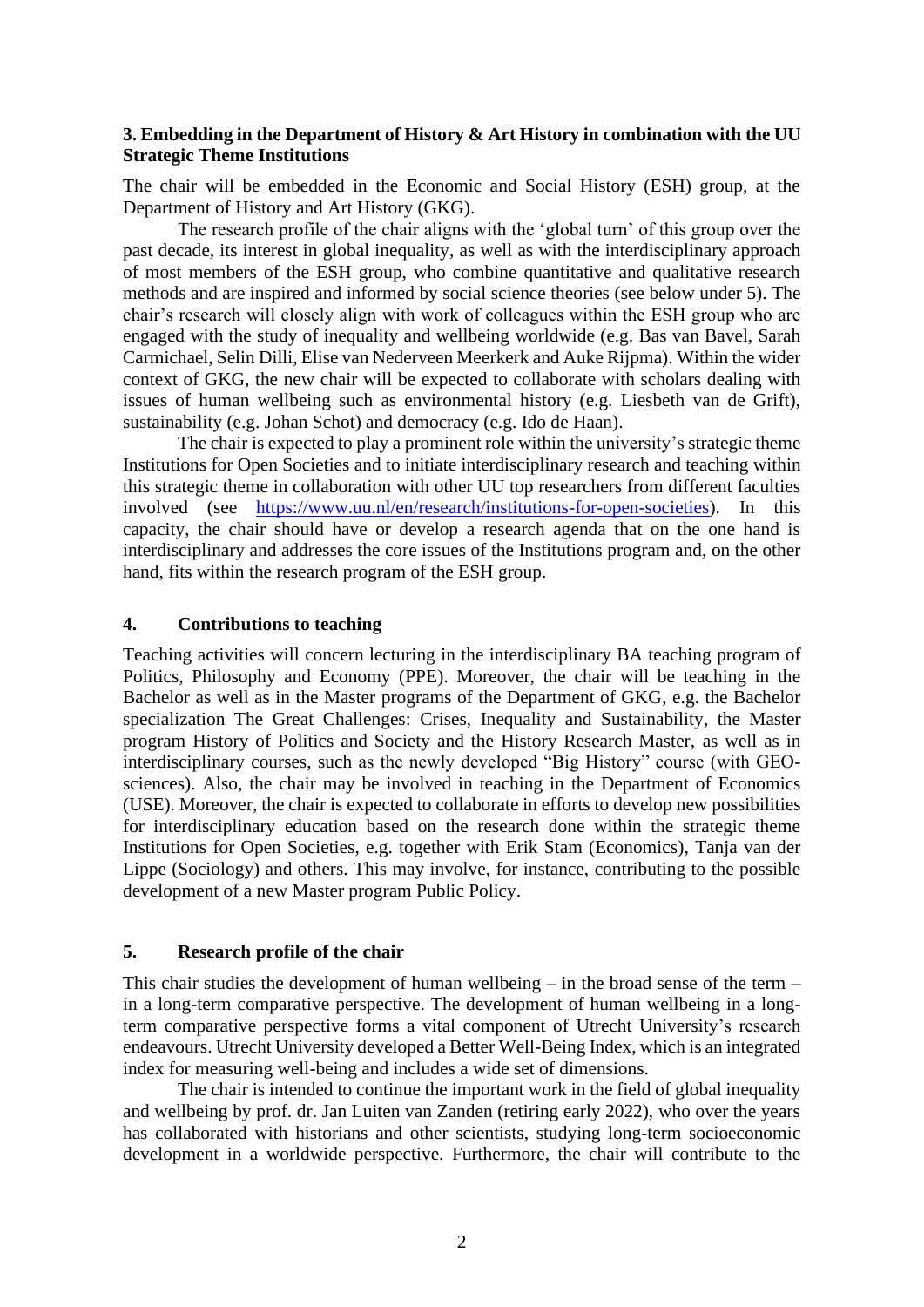### 3. Embedding in the Department of History & Art History in combination with the UU Strategic Theme Institutions

The chair will be embedded in the Economic and Social History (ESH) group, at the Department of History and Art History (GKG).

The research profile of the chair aligns with the 'global turn' of this group over the past decade, its interest in global inequality, as well as with the interdisciplinary approach of most members of the ESH group, who combine quantitative and qualitative research methods and are inspired and informed by social science theories (see below under 5). The chair's research will closely align with work of colleagues within the ESH group who are engaged with the study of inequality and wellbeing worldwide (e.g. Bas van Bavel, Sarah Carmichael, Selin Dilli, Elise van Nederveen Meerkerk and Auke Rijpma). Within the wider context of GKG, the new chair will be expected to collaborate with scholars dealing with issues of human wellbeing such as environmental history (e.g. Liesbeth van de Grift), sustainability (e.g. Johan Schot) and democracy (e.g. Ido de Haan).

The chair is expected to play a prominent role within the university's strategic theme Institutions for Open Societies and to initiate interdisciplinary research and teaching within this strategic theme in collaboration with other UU top researchers from different faculties involved (see https://www.uu.nl/en/research/institutions-for-open-societies). In this capacity, the chair should have or develop a research agenda that on the one hand is interdisciplinary and addresses the core issues of the Institutions program and, on the other hand, fits within the research program of the ESH group.

### 4. Contributions to teaching

Teaching activities will concern lecturing in the interdisciplinary BA teaching program of Politics, Philosophy and Economy (PPE). Moreover, the chair will be teaching in the Bachelor as well as in the Master programs of the Department of GKG, e.g. the Bachelor specialization The Great Challenges: Crises, Inequality and Sustainability, the Master program History of Politics and Society and the History Research Master, as well as in interdisciplinary courses, such as the newly developed "Big History" course (with GEO-sciences). Also, the chair may be involved in teaching in the Department of Economics (USE). Moreover, the chair is expected to collaborate in efforts to develop new possibilities for interdisciplinary education based on the research done within the strategic theme Institutions for Open Societies, e.g. together with Erik Stam (Economics), Tanja van der Lippe (Sociology) and others. This may involve, for instance, contributing to the possible development of a new Master program Public Policy.

### 5. Research profile of the chair

This chair studies the development of human wellbeing – in the broad sense of the term – in a long-term comparative perspective. The development of human wellbeing in a long-term comparative perspective forms a vital component of Utrecht University's research endeavours. Utrecht University developed a Better Well-Being Index, which is an integrated index for measuring well-being and includes a wide set of dimensions.

The chair is intended to continue the important work in the field of global inequality and wellbeing by prof. dr. Jan Luiten van Zanden (retiring early 2022), who over the years has collaborated with historians and other scientists, studying long-term socioeconomic development in a worldwide perspective. Furthermore, the chair will contribute to the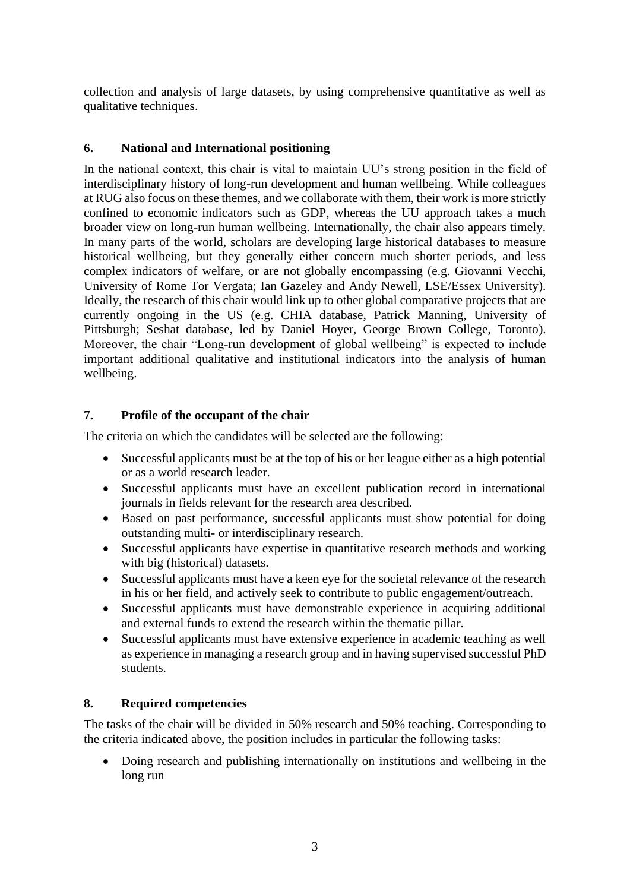collection and analysis of large datasets, by using comprehensive quantitative as well as qualitative techniques.

## 6. National and International positioning

In the national context, this chair is vital to maintain UU's strong position in the field of interdisciplinary history of long-run development and human wellbeing. While colleagues at RUG also focus on these themes, and we collaborate with them, their work is more strictly confined to economic indicators such as GDP, whereas the UU approach takes a much broader view on long-run human wellbeing. Internationally, the chair also appears timely. In many parts of the world, scholars are developing large historical databases to measure historical wellbeing, but they generally either concern much shorter periods, and less complex indicators of welfare, or are not globally encompassing (e.g. Giovanni Vecchi, University of Rome Tor Vergata; Ian Gazeley and Andy Newell, LSE/Essex University). Ideally, the research of this chair would link up to other global comparative projects that are currently ongoing in the US (e.g. CHIA database, Patrick Manning, University of Pittsburgh; Seshat database, led by Daniel Hoyer, George Brown College, Toronto). Moreover, the chair "Long-run development of global wellbeing" is expected to include important additional qualitative and institutional indicators into the analysis of human wellbeing.

## 7. Profile of the occupant of the chair

The criteria on which the candidates will be selected are the following:

- Successful applicants must be at the top of his or her league either as a high potential or as a world research leader.
- Successful applicants must have an excellent publication record in international journals in fields relevant for the research area described.
- Based on past performance, successful applicants must show potential for doing outstanding multi- or interdisciplinary research.
- Successful applicants have expertise in quantitative research methods and working with big (historical) datasets.
- Successful applicants must have a keen eye for the societal relevance of the research in his or her field, and actively seek to contribute to public engagement/outreach.
- Successful applicants must have demonstrable experience in acquiring additional and external funds to extend the research within the thematic pillar.
- Successful applicants must have extensive experience in academic teaching as well as experience in managing a research group and in having supervised successful PhD students.

## 8. Required competencies

The tasks of the chair will be divided in 50% research and 50% teaching. Corresponding to the criteria indicated above, the position includes in particular the following tasks:

- Doing research and publishing internationally on institutions and wellbeing in the long run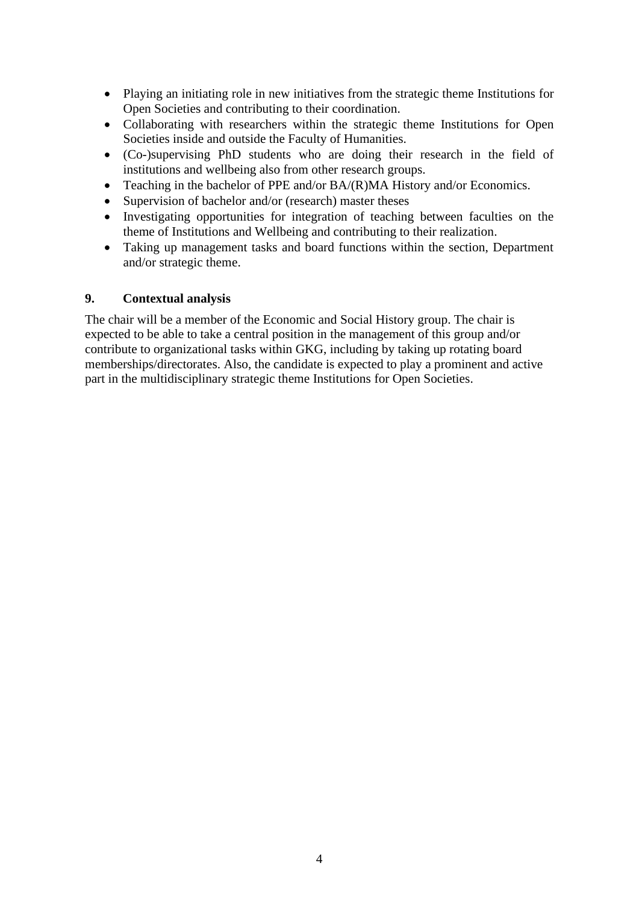- Playing an initiating role in new initiatives from the strategic theme Institutions for Open Societies and contributing to their coordination.
- Collaborating with researchers within the strategic theme Institutions for Open Societies inside and outside the Faculty of Humanities.
- (Co-)supervising PhD students who are doing their research in the field of institutions and wellbeing also from other research groups.
- Teaching in the bachelor of PPE and/or BA/(R)MA History and/or Economics.
- Supervision of bachelor and/or (research) master theses
- Investigating opportunities for integration of teaching between faculties on the theme of Institutions and Wellbeing and contributing to their realization.
- Taking up management tasks and board functions within the section, Department and/or strategic theme.

## 9. Contextual analysis

The chair will be a member of the Economic and Social History group. The chair is expected to be able to take a central position in the management of this group and/or contribute to organizational tasks within GKG, including by taking up rotating board memberships/directorates. Also, the candidate is expected to play a prominent and active part in the multidisciplinary strategic theme Institutions for Open Societies.